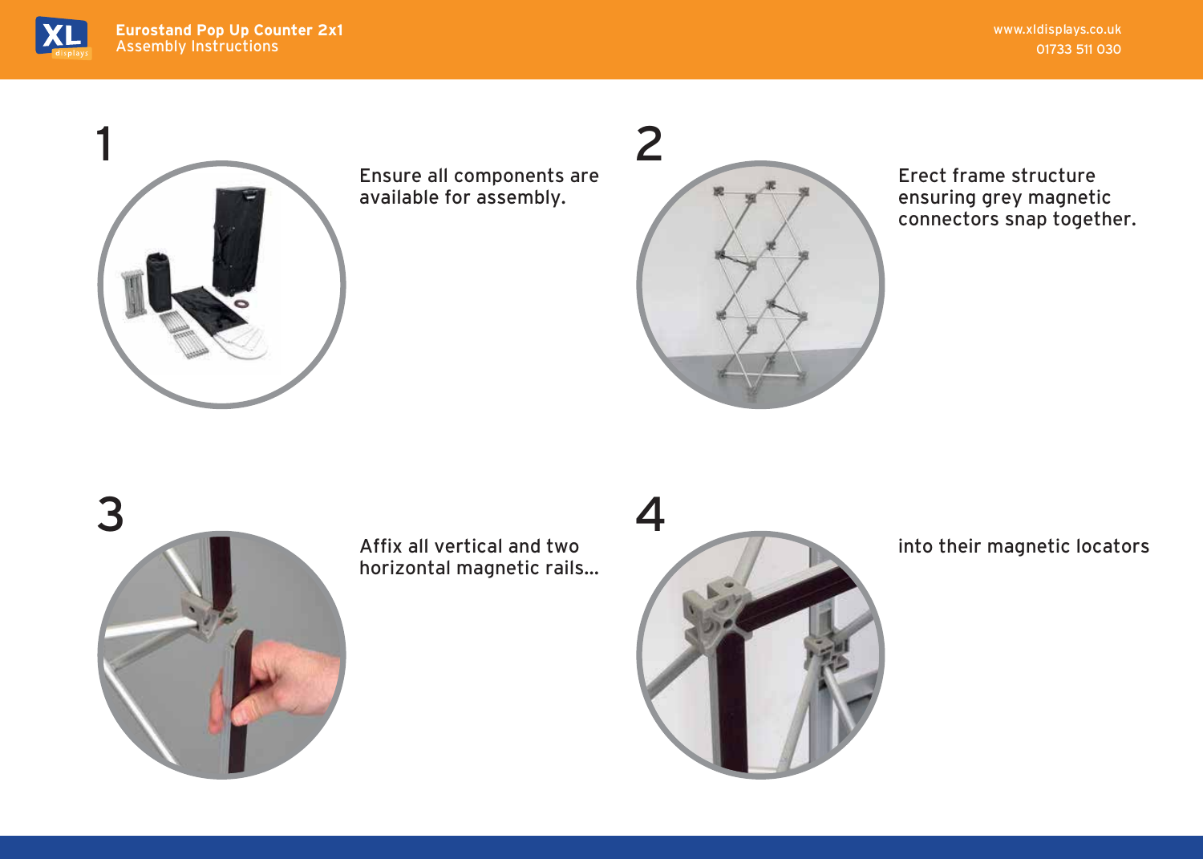# Eurostand Pop Up Counter 2x1

## Assembly Instructions

**1**

Ensure all components are available for assembly.

**2**

Erect frame structure ensuring grey magnetic connectors snap together.

**3**

Affix all vertical and two horizontal magnetic rails...

**4**

into their magnetic locators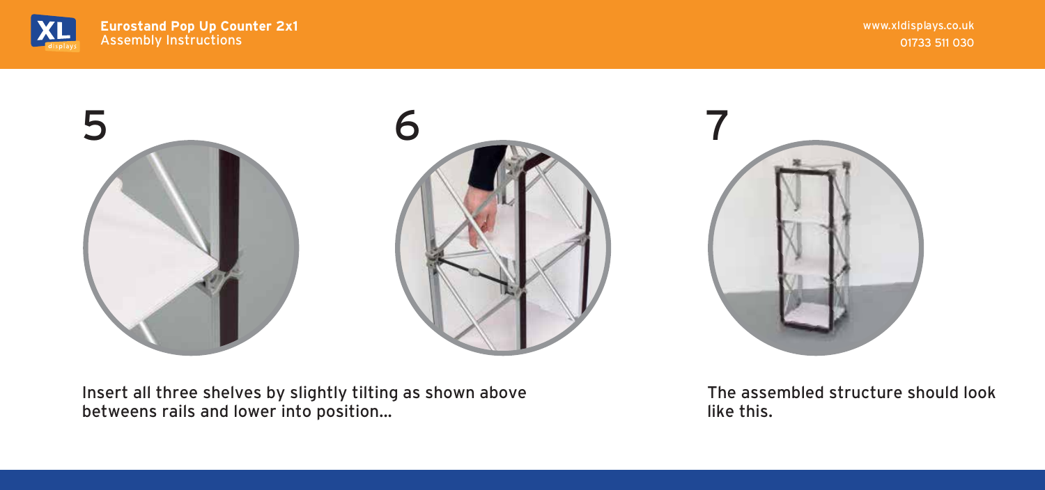5

6

7

Insert all three shelves by slightly tilting as shown above betweens rails and lower into position...

The assembled structure should look like this.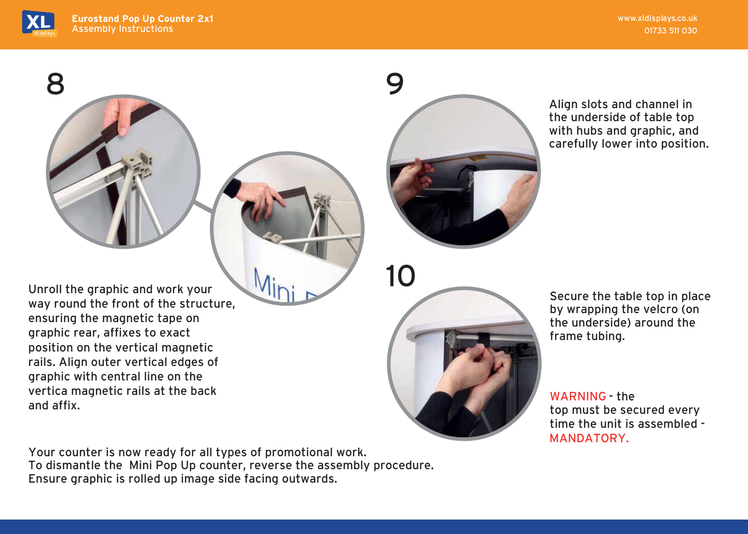## 8

Unroll the graphic and work your way round the front of the structure, ensuring the magnetic tape on graphic rear, affixes to exact position on the vertical magnetic rails. Align outer vertical edges of graphic with central line on the vertica magnetic rails at the back and affix.

## 9

Align slots and channel in the underside of table top with hubs and graphic, and carefully lower into position.

## 10

Secure the table top in place by wrapping the velcro (on the underside) around the frame tubing.

WARNING - the top must be secured every time the unit is assembled - MANDATORY.

Your counter is now ready for all types of promotional work.
To dismantle the Mini Pop Up counter, reverse the assembly procedure.
Ensure graphic is rolled up image side facing outwards.